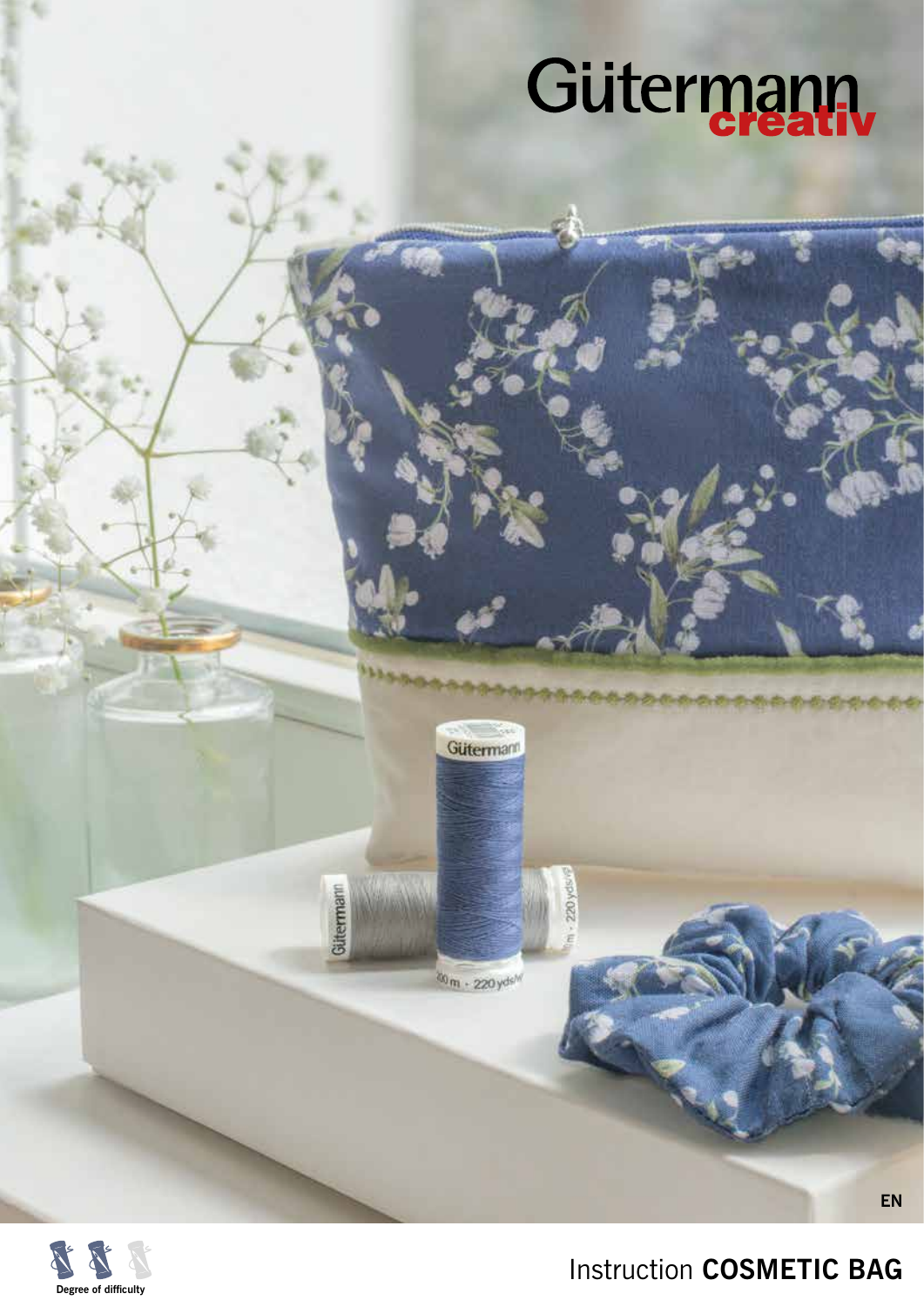# Gütermann creativ

EN

Degree of difficulty

## Instruction **COSMETIC BAG**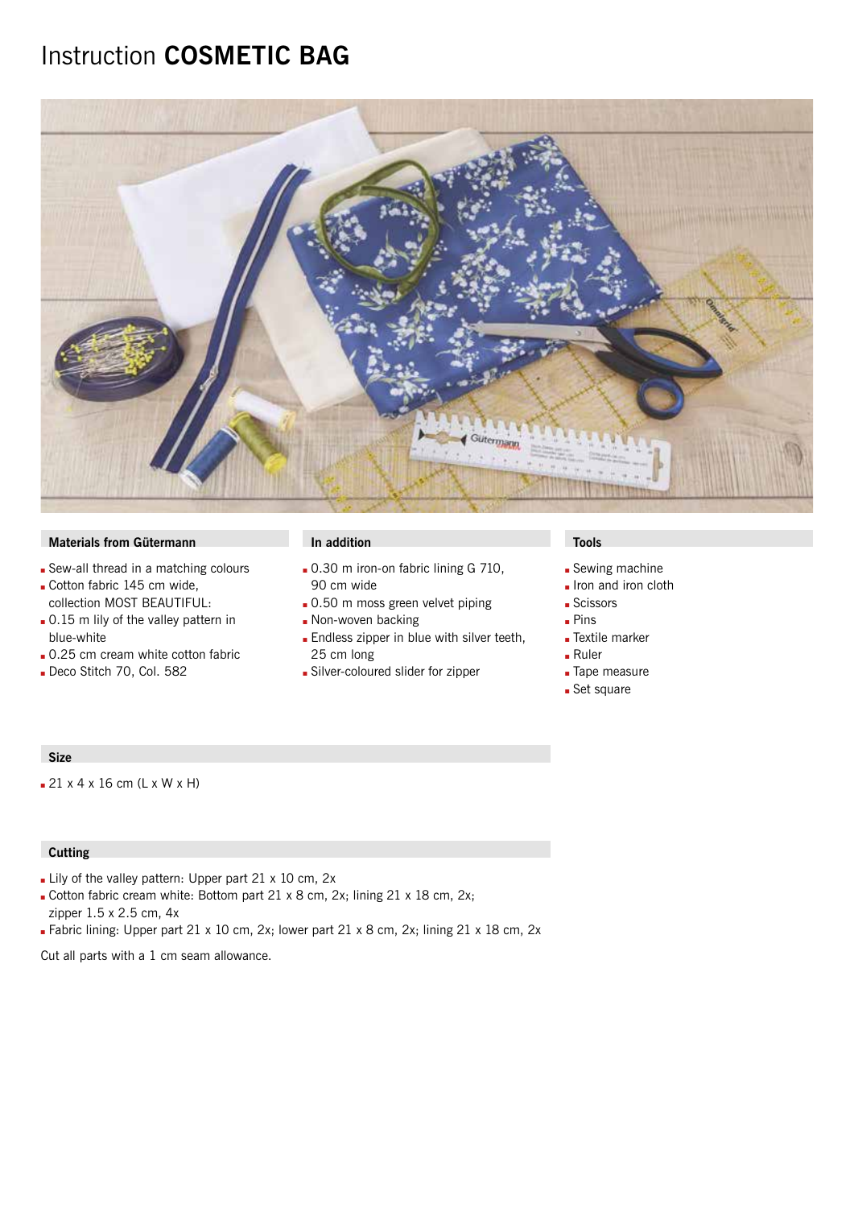# Instruction **COSMETIC BAG**

### Materials from Gütermann

- Sew-all thread in a matching colours
- Cotton fabric 145 cm wide, collection MOST BEAUTIFUL:
- 0.15 m lily of the valley pattern in blue-white
- 0.25 cm cream white cotton fabric
- Deco Stitch 70, Col. 582

### In addition

- 0.30 m iron-on fabric lining G 710, 90 cm wide
- 0.50 m moss green velvet piping
- Non-woven backing
- Endless zipper in blue with silver teeth, 25 cm long
- Silver-coloured slider for zipper

### Tools

- Sewing machine
- Iron and iron cloth
- Scissors
- Pins
- Textile marker
- Ruler
- Tape measure
- Set square

### Size

- 21 x 4 x 16 cm (L x W x H)

### Cutting

- Lily of the valley pattern: Upper part 21 x 10 cm, 2x
- Cotton fabric cream white: Bottom part 21 x 8 cm, 2x; lining 21 x 18 cm, 2x; zipper 1.5 x 2.5 cm, 4x
- Fabric lining: Upper part 21 x 10 cm, 2x; lower part 21 x 8 cm, 2x; lining 21 x 18 cm, 2x

Cut all parts with a 1 cm seam allowance.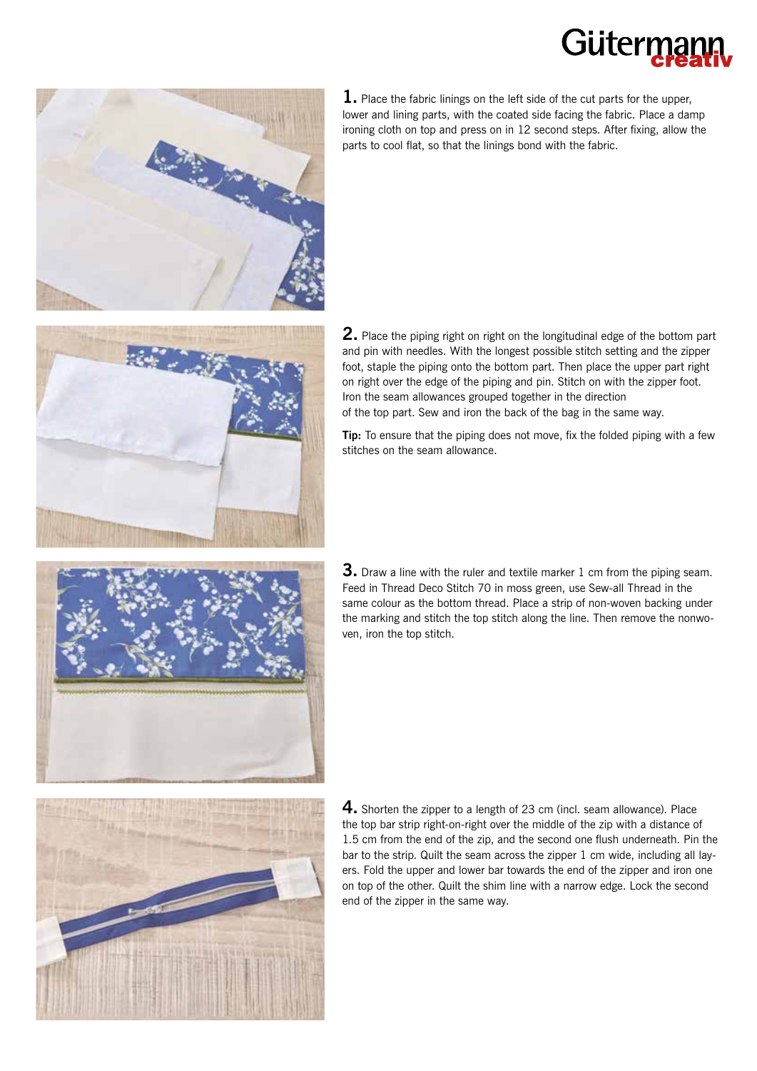**1.** Place the fabric linings on the left side of the cut parts for the upper, lower and lining parts, with the coated side facing the fabric. Place a damp ironing cloth on top and press on in 12 second steps. After fixing, allow the parts to cool flat, so that the linings bond with the fabric.

**2.** Place the piping right on right on the longitudinal edge of the bottom part and pin with needles. With the longest possible stitch setting and the zipper foot, staple the piping onto the bottom part. Then place the upper part right on right over the edge of the piping and pin. Stitch on with the zipper foot. Iron the seam allowances grouped together in the direction of the top part. Sew and iron the back of the bag in the same way.

**Tip:** To ensure that the piping does not move, fix the folded piping with a few stitches on the seam allowance.

**3.** Draw a line with the ruler and textile marker 1 cm from the piping seam. Feed in Thread Deco Stitch 70 in moss green, use Sew-all Thread in the same colour as the bottom thread. Place a strip of non-woven backing under the marking and stitch the top stitch along the line. Then remove the nonwoven, iron the top stitch.

**4.** Shorten the zipper to a length of 23 cm (incl. seam allowance). Place the top bar strip right-on-right over the middle of the zip with a distance of 1.5 cm from the end of the zip, and the second one flush underneath. Pin the bar to the strip. Quilt the seam across the zipper 1 cm wide, including all layers. Fold the upper and lower bar towards the end of the zipper and iron one on top of the other. Quilt the shim line with a narrow edge. Lock the second end of the zipper in the same way.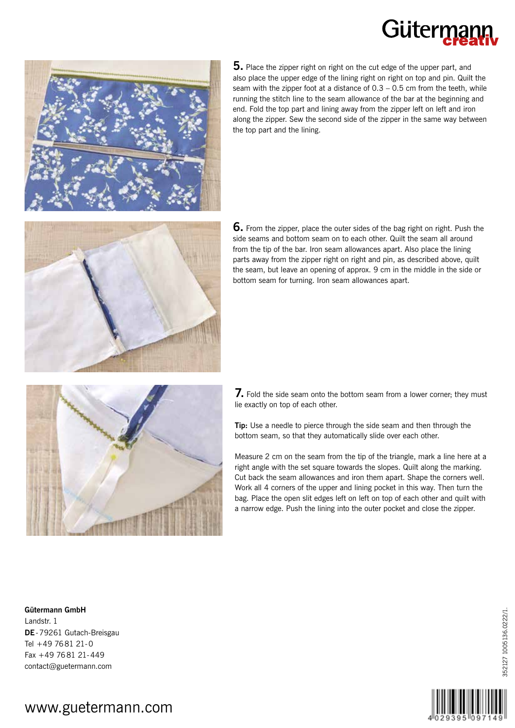**5.** Place the zipper right on right on the cut edge of the upper part, and also place the upper edge of the lining right on right on top and pin. Quilt the seam with the zipper foot at a distance of 0.3 – 0.5 cm from the teeth, while running the stitch line to the seam allowance of the bar at the beginning and end. Fold the top part and lining away from the zipper left on left and iron along the zipper. Sew the second side of the zipper in the same way between the top part and the lining.

**6.** From the zipper, place the outer sides of the bag right on right. Push the side seams and bottom seam on to each other. Quilt the seam all around from the tip of the bar. Iron seam allowances apart. Also place the lining parts away from the zipper right on right and pin, as described above, quilt the seam, but leave an opening of approx. 9 cm in the middle in the side or bottom seam for turning. Iron seam allowances apart.

**7.** Fold the side seam onto the bottom seam from a lower corner; they must lie exactly on top of each other.

**Tip:** Use a needle to pierce through the side seam and then through the bottom seam, so that they automatically slide over each other.

Measure 2 cm on the seam from the tip of the triangle, mark a line here at a right angle with the set square towards the slopes. Quilt along the marking. Cut back the seam allowances and iron them apart. Shape the corners well. Work all 4 corners of the upper and lining pocket in this way. Then turn the bag. Place the open slit edges left on left on top of each other and quilt with a narrow edge. Push the lining into the outer pocket and close the zipper.

**Gütermann GmbH**
Landstr. 1
**DE**-79261 Gutach-Breisgau
Tel +49 7681 21-0
Fax +49 7681 21-449
contact@guetermann.com

www.guetermann.com

352127 1005136.0222/1.

4 029395 097149